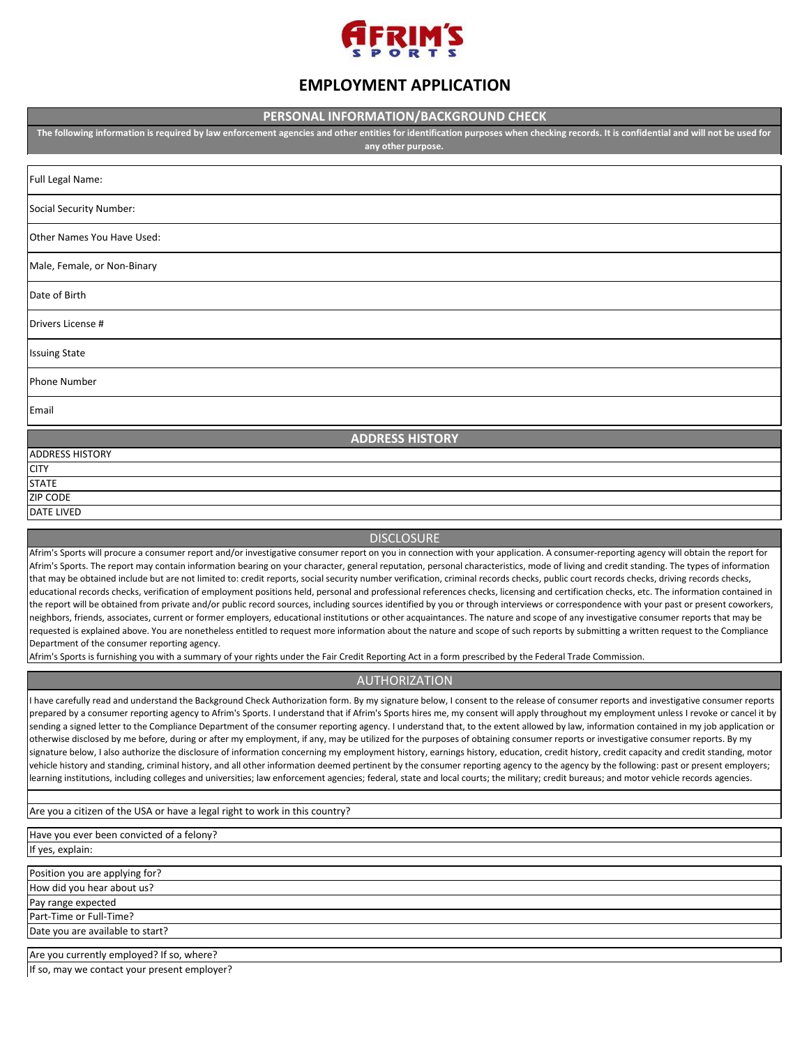# AFRIM'S SPORTS

## EMPLOYMENT APPLICATION

### PERSONAL INFORMATION/BACKGROUND CHECK

**The following information is required by law enforcement agencies and other entities for identification purposes when checking records. It is confidential and will not be used for any other purpose.**

Full Legal Name:

Social Security Number:

Other Names You Have Used:

Male, Female, or Non-Binary

Date of Birth

Drivers License #

Issuing State

Phone Number

Email

### ADDRESS HISTORY

ADDRESS HISTORY

CITY

STATE

ZIP CODE

DATE LIVED

### DISCLOSURE

Afrim's Sports will procure a consumer report and/or investigative consumer report on you in connection with your application. A consumer-reporting agency will obtain the report for Afrim's Sports. The report may contain information bearing on your character, general reputation, personal characteristics, mode of living and credit standing. The types of information that may be obtained include but are not limited to: credit reports, social security number verification, criminal records checks, public court records checks, driving records checks, educational records checks, verification of employment positions held, personal and professional references checks, licensing and certification checks, etc. The information contained in the report will be obtained from private and/or public record sources, including sources identified by you or through interviews or correspondence with your past or present coworkers, neighbors, friends, associates, current or former employers, educational institutions or other acquaintances. The nature and scope of any investigative consumer reports that may be requested is explained above. You are nonetheless entitled to request more information about the nature and scope of such reports by submitting a written request to the Compliance Department of the consumer reporting agency.

Afrim's Sports is furnishing you with a summary of your rights under the Fair Credit Reporting Act in a form prescribed by the Federal Trade Commission.

### AUTHORIZATION

I have carefully read and understand the Background Check Authorization form. By my signature below, I consent to the release of consumer reports and investigative consumer reports prepared by a consumer reporting agency to Afrim's Sports. I understand that if Afrim's Sports hires me, my consent will apply throughout my employment unless I revoke or cancel it by sending a signed letter to the Compliance Department of the consumer reporting agency. I understand that, to the extent allowed by law, information contained in my job application or otherwise disclosed by me before, during or after my employment, if any, may be utilized for the purposes of obtaining consumer reports or investigative consumer reports. By my signature below, I also authorize the disclosure of information concerning my employment history, earnings history, education, credit history, credit capacity and credit standing, motor vehicle history and standing, criminal history, and all other information deemed pertinent by the consumer reporting agency to the agency by the following: past or present employers; learning institutions, including colleges and universities; law enforcement agencies; federal, state and local courts; the military; credit bureaus; and motor vehicle records agencies.

Are you a citizen of the USA or have a legal right to work in this country?

Have you ever been convicted of a felony?

If yes, explain:

Position you are applying for?

How did you hear about us?

Pay range expected

Part-Time or Full-Time?

Date you are available to start?

Are you currently employed? If so, where?

If so, may we contact your present employer?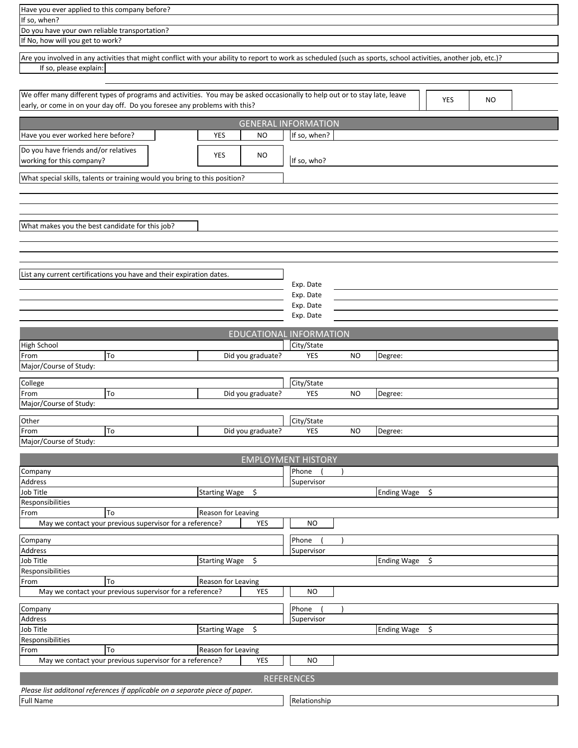Have you ever applied to this company before?

If so, when?

Do you have your own reliable transportation?

If No, how will you get to work?

Are you involved in any activities that might conflict with your ability to report to work as scheduled (such as sports, school activities, another job, etc.)?

If so, please explain:

| We offer many different types of programs and activities. You may be asked occasionally to help out or to stay late, leave early, or come in on your day off. Do you foresee any problems with this? | YES | NO |
|---|---|---|

## GENERAL INFORMATION

| Have you ever worked here before? | YES | NO | If so, when? |
|---|---|---|---|
| Do you have friends and/or relatives working for this company? | YES | NO | If so, who? |

What special skills, talents or training would you bring to this position?

What makes you the best candidate for this job?

List any current certifications you have and their expiration dates.

| Certification | Exp. Date |
|---|---|
| | Exp. Date |
| | Exp. Date |
| | Exp. Date |
| | Exp. Date |

## EDUCATIONAL INFORMATION

| High School | | | City/State | | |
|---|---|---|---|---|---|
| From | To | Did you graduate? | YES | NO | Degree: |
| Major/Course of Study: | | | | | |

| College | | | City/State | | |
|---|---|---|---|---|---|
| From | To | Did you graduate? | YES | NO | Degree: |
| Major/Course of Study: | | | | | |

| Other | | | City/State | | |
|---|---|---|---|---|---|
| From | To | Did you graduate? | YES | NO | Degree: |
| Major/Course of Study: | | | | | |

## EMPLOYMENT HISTORY

| Company | | Phone ( ) | |
|---|---|---|---|
| Address | | Supervisor | |
| Job Title | Starting Wage $ | | Ending Wage $ |
| Responsibilities | | | |
| From / To | Reason for Leaving | | |
| May we contact your previous supervisor for a reference? | YES | NO | |

| Company | | Phone ( ) | |
|---|---|---|---|
| Address | | Supervisor | |
| Job Title | Starting Wage $ | | Ending Wage $ |
| Responsibilities | | | |
| From / To | Reason for Leaving | | |
| May we contact your previous supervisor for a reference? | YES | NO | |

| Company | | Phone ( ) | |
|---|---|---|---|
| Address | | Supervisor | |
| Job Title | Starting Wage $ | | Ending Wage $ |
| Responsibilities | | | |
| From / To | Reason for Leaving | | |
| May we contact your previous supervisor for a reference? | YES | NO | |

## REFERENCES

*Please list additonal references if applicable on a separate piece of paper.*

| Full Name | Relationship |
|---|---|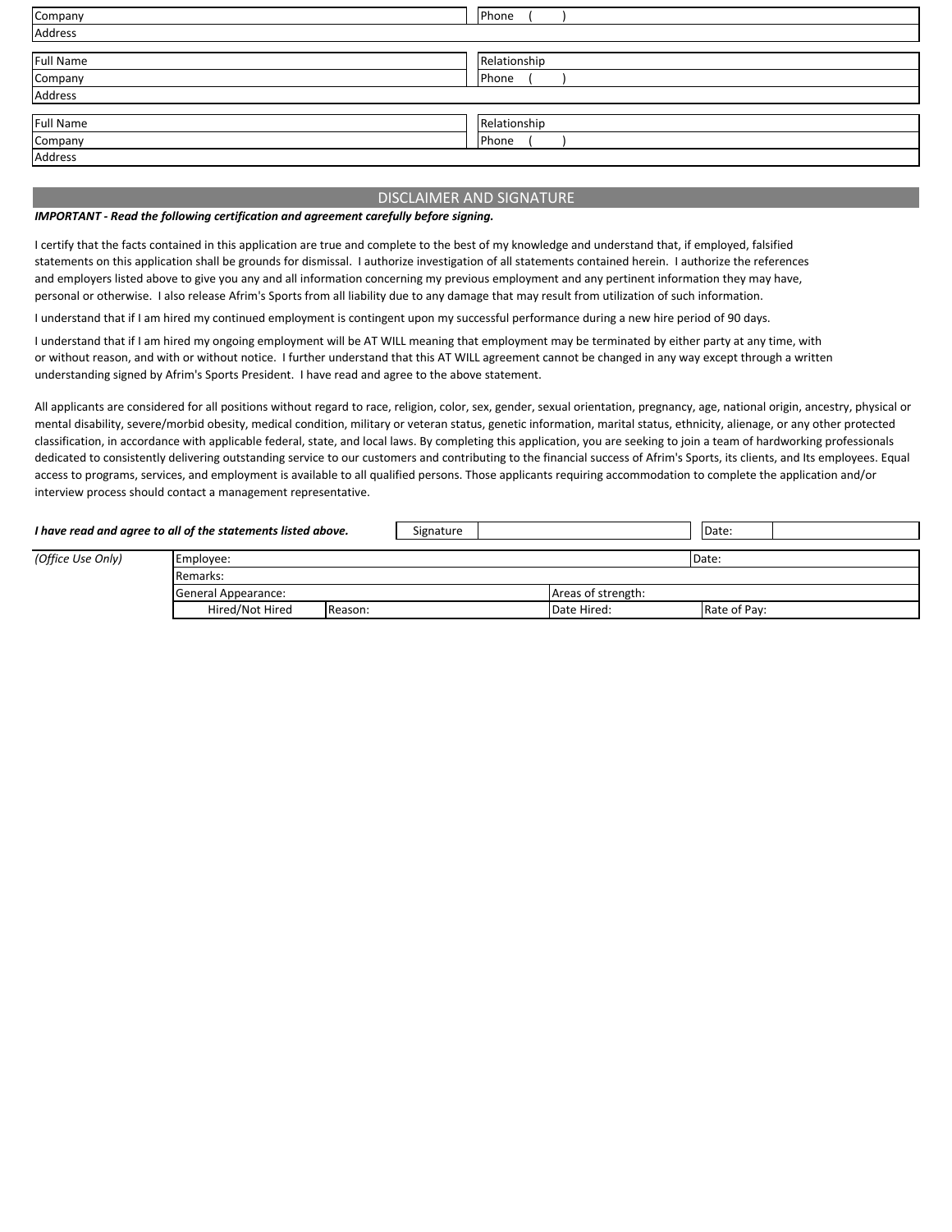| | |
|---|---|
| Company | Phone ( ) |
| Address | |

| | |
|---|---|
| Full Name | Relationship |
| Company | Phone ( ) |
| Address | |

| | |
|---|---|
| Full Name | Relationship |
| Company | Phone ( ) |
| Address | |

## DISCLAIMER AND SIGNATURE

***IMPORTANT - Read the following certification and agreement carefully before signing.***

I certify that the facts contained in this application are true and complete to the best of my knowledge and understand that, if employed, falsified statements on this application shall be grounds for dismissal. I authorize investigation of all statements contained herein. I authorize the references and employers listed above to give you any and all information concerning my previous employment and any pertinent information they may have, personal or otherwise. I also release Afrim's Sports from all liability due to any damage that may result from utilization of such information.

I understand that if I am hired my continued employment is contingent upon my successful performance during a new hire period of 90 days.

I understand that if I am hired my ongoing employment will be AT WILL meaning that employment may be terminated by either party at any time, with or without reason, and with or without notice. I further understand that this AT WILL agreement cannot be changed in any way except through a written understanding signed by Afrim's Sports President. I have read and agree to the above statement.

All applicants are considered for all positions without regard to race, religion, color, sex, gender, sexual orientation, pregnancy, age, national origin, ancestry, physical or mental disability, severe/morbid obesity, medical condition, military or veteran status, genetic information, marital status, ethnicity, alienage, or any other protected classification, in accordance with applicable federal, state, and local laws. By completing this application, you are seeking to join a team of hardworking professionals dedicated to consistently delivering outstanding service to our customers and contributing to the financial success of Afrim's Sports, its clients, and Its employees. Equal access to programs, services, and employment is available to all qualified persons. Those applicants requiring accommodation to complete the application and/or interview process should contact a management representative.

| | | | | |
|---|---|---|---|---|
| ***I have read and agree to all of the statements listed above.*** | Signature | | Date: | |

| | | | | |
|---|---|---|---|---|
| *(Office Use Only)* | Employee: | | | Date: |
| | Remarks: | | | |
| | General Appearance: | | Areas of strength: | |
| | Hired/Not Hired | Reason: | Date Hired: | Rate of Pay: |